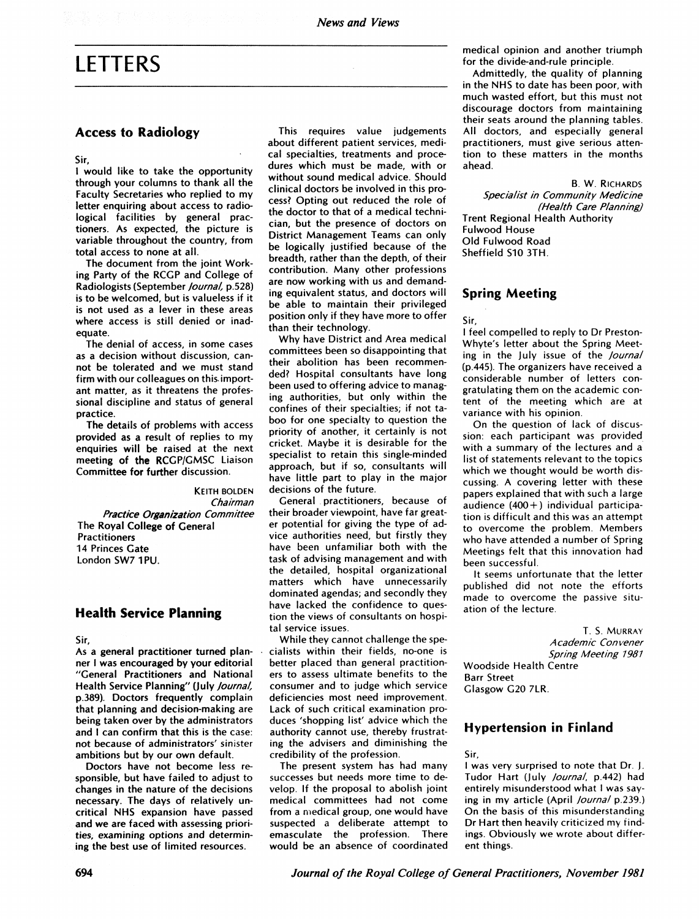# LETTERS

## Access to Radiology

Sir,

I would like to take the opportunity through your columns to thank all the Faculty Secretaries who replied to my letter enquiring about access to radiological facilities by general practitioners. As expected, the picture is variable throughout the country, from total access to none at all.

The document from the joint Working Party of the RCGP and College of Radiologists (September *Journal*, p.528) is to be welcomed, but is valueless if it is not used as a lever in these areas where access is still denied or inadequate.

The denial of access, in some cases as a decision without discussion, cannot be tolerated and we must stand firm with our colleagues on this important matter, as it threatens the professional discipline and status of general practice.

The details of problems with access provided as a result of replies to my enquiries will be raised at the next meeting of the RCGP/GMSC Liaison Committee for further discussion.

KEITH BOLDEN
*Chairman*
*Practice Organization Committee*
The Royal College of General Practitioners
14 Princes Gate
London SW7 1PU.

## Health Service Planning

Sir,

As a general practitioner turned planner I was encouraged by your editorial "General Practitioners and National Health Service Planning" (July *Journal*, p.389). Doctors frequently complain that planning and decision-making are being taken over by the administrators and I can confirm that this is the case: not because of administrators' sinister ambitions but by our own default.

Doctors have not become less responsible, but have failed to adjust to changes in the nature of the decisions necessary. The days of relatively uncritical NHS expansion have passed and we are faced with assessing priorities, examining options and determining the best use of limited resources.

This requires value judgements about different patient services, medical specialties, treatments and procedures which must be made, with or without sound medical advice. Should clinical doctors be involved in this process? Opting out reduced the role of the doctor to that of a medical technician, but the presence of doctors on District Management Teams can only be logically justified because of the breadth, rather than the depth, of their contribution. Many other professions are now working with us and demanding equivalent status, and doctors will be able to maintain their privileged position only if they have more to offer than their technology.

Why have District and Area medical committees been so disappointing that their abolition has been recommended? Hospital consultants have long been used to offering advice to managing authorities, but only within the confines of their specialties; if not taboo for one specialty to question the priority of another, it certainly is not cricket. Maybe it is desirable for the specialist to retain this single-minded approach, but if so, consultants will have little part to play in the major decisions of the future.

General practitioners, because of their broader viewpoint, have far greater potential for giving the type of advice authorities need, but firstly they have been unfamiliar both with the task of advising management and with the detailed, hospital organizational matters which have unnecessarily dominated agendas; and secondly they have lacked the confidence to question the views of consultants on hospital service issues.

While they cannot challenge the specialists within their fields, no-one is better placed than general practitioners to assess ultimate benefits to the consumer and to judge which service deficiencies most need improvement. Lack of such critical examination produces 'shopping list' advice which the authority cannot use, thereby frustrating the advisers and diminishing the credibility of the profession.

The present system has had many successes but needs more time to develop. If the proposal to abolish joint medical committees had not come from a medical group, one would have suspected a deliberate attempt to emasculate the profession. There would be an absence of coordinated medical opinion and another triumph for the divide-and-rule principle.

Admittedly, the quality of planning in the NHS to date has been poor, with much wasted effort, but this must not discourage doctors from maintaining their seats around the planning tables. All doctors, and especially general practitioners, must give serious attention to these matters in the months ahead.

B. W. RICHARDS
*Specialist in Community Medicine*
*(Health Care Planning)*
Trent Regional Health Authority
Fulwood House
Old Fulwood Road
Sheffield S10 3TH.

## Spring Meeting

Sir,

I feel compelled to reply to Dr Preston-Whyte's letter about the Spring Meeting in the July issue of the *Journal* (p.445). The organizers have received a considerable number of letters congratulating them on the academic content of the meeting which are at variance with his opinion.

On the question of lack of discussion: each participant was provided with a summary of the lectures and a list of statements relevant to the topics which we thought would be worth discussing. A covering letter with these papers explained that with such a large audience (400+) individual participation is difficult and this was an attempt to overcome the problem. Members who have attended a number of Spring Meetings felt that this innovation had been successful.

It seems unfortunate that the letter published did not note the efforts made to overcome the passive situation of the lecture.

T. S. MURRAY
*Academic Convener*
*Spring Meeting 1981*
Woodside Health Centre
Barr Street
Glasgow G20 7LR.

## Hypertension in Finland

Sir,

I was very surprised to note that Dr. J. Tudor Hart (July *Journal*, p.442) had entirely misunderstood what I was saying in my article (April *Journal* p.239.) On the basis of this misunderstanding Dr Hart then heavily criticized my findings. Obviously we wrote about different things.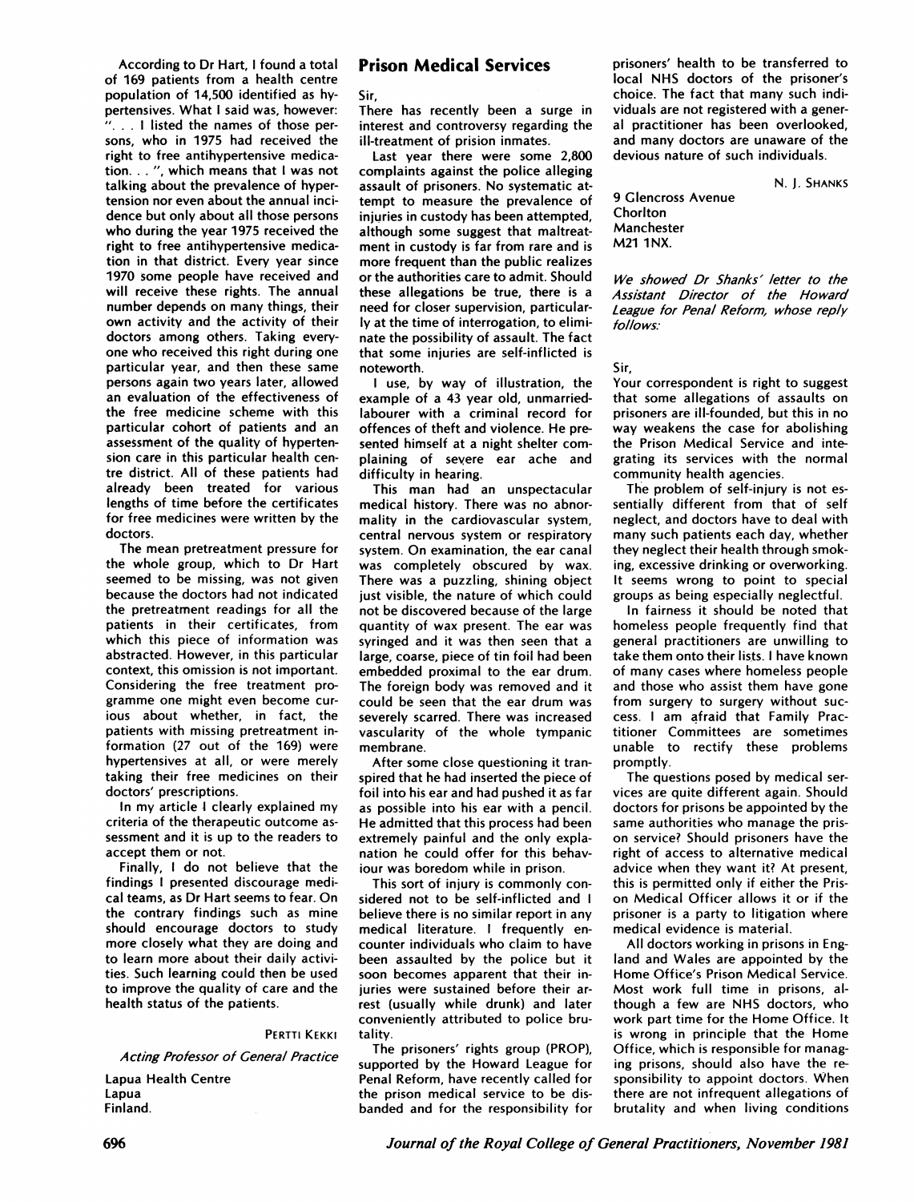According to Dr Hart, I found a total of 169 patients from a health centre population of 14,500 identified as hypertensives. What I said was, however: ". . . I listed the names of those persons, who in 1975 had received the right to free antihypertensive medication. . . ", which means that I was not talking about the prevalence of hypertension nor even about the annual incidence but only about all those persons who during the year 1975 received the right to free antihypertensive medication in that district. Every year since 1970 some people have received and will receive these rights. The annual number depends on many things, their own activity and the activity of their doctors among others. Taking everyone who received this right during one particular year, and then these same persons again two years later, allowed an evaluation of the effectiveness of the free medicine scheme with this particular cohort of patients and an assessment of the quality of hypertension care in this particular health centre district. All of these patients had already been treated for various lengths of time before the certificates for free medicines were written by the doctors.

The mean pretreatment pressure for the whole group, which to Dr Hart seemed to be missing, was not given because the doctors had not indicated the pretreatment readings for all the patients in their certificates, from which this piece of information was abstracted. However, in this particular context, this omission is not important. Considering the free treatment programme one might even become curious about whether, in fact, the patients with missing pretreatment information (27 out of the 169) were hypertensives at all, or were merely taking their free medicines on their doctors' prescriptions.

In my article I clearly explained my criteria of the therapeutic outcome assessment and it is up to the readers to accept them or not.

Finally, I do not believe that the findings I presented discourage medical teams, as Dr Hart seems to fear. On the contrary findings such as mine should encourage doctors to study more closely what they are doing and to learn more about their daily activities. Such learning could then be used to improve the quality of care and the health status of the patients.

PERTTI KEKKI

*Acting Professor of General Practice*

Lapua Health Centre
Lapua
Finland.

## Prison Medical Services

Sir,

There has recently been a surge in interest and controversy regarding the ill-treatment of prision inmates.

Last year there were some 2,800 complaints against the police alleging assault of prisoners. No systematic attempt to measure the prevalence of injuries in custody has been attempted, although some suggest that maltreatment in custody is far from rare and is more frequent than the public realizes or the authorities care to admit. Should these allegations be true, there is a need for closer supervision, particularly at the time of interrogation, to eliminate the possibility of assault. The fact that some injuries are self-inflicted is noteworth.

I use, by way of illustration, the example of a 43 year old, unmarried-labourer with a criminal record for offences of theft and violence. He presented himself at a night shelter complaining of severe ear ache and difficulty in hearing.

This man had an unspectacular medical history. There was no abnormality in the cardiovascular system, central nervous system or respiratory system. On examination, the ear canal was completely obscured by wax. There was a puzzling, shining object just visible, the nature of which could not be discovered because of the large quantity of wax present. The ear was syringed and it was then seen that a large, coarse, piece of tin foil had been embedded proximal to the ear drum. The foreign body was removed and it could be seen that the ear drum was severely scarred. There was increased vascularity of the whole tympanic membrane.

After some close questioning it transpired that he had inserted the piece of foil into his ear and had pushed it as far as possible into his ear with a pencil. He admitted that this process had been extremely painful and the only explanation he could offer for this behaviour was boredom while in prison.

This sort of injury is commonly considered not to be self-inflicted and I believe there is no similar report in any medical literature. I frequently encounter individuals who claim to have been assaulted by the police but it soon becomes apparent that their injuries were sustained before their arrest (usually while drunk) and later conveniently attributed to police brutality.

The prisoners' rights group (PROP), supported by the Howard League for Penal Reform, have recently called for the prison medical service to be disbanded and for the responsibility for prisoners' health to be transferred to local NHS doctors of the prisoner's choice. The fact that many such individuals are not registered with a general practitioner has been overlooked, and many doctors are unaware of the devious nature of such individuals.

N. J. SHANKS

9 Glencross Avenue
Chorlton
Manchester
M21 1NX.

*We showed Dr Shanks' letter to the Assistant Director of the Howard League for Penal Reform, whose reply follows:*

Sir,

Your correspondent is right to suggest that some allegations of assaults on prisoners are ill-founded, but this in no way weakens the case for abolishing the Prison Medical Service and integrating its services with the normal community health agencies.

The problem of self-injury is not essentially different from that of self neglect, and doctors have to deal with many such patients each day, whether they neglect their health through smoking, excessive drinking or overworking. It seems wrong to point to special groups as being especially neglectful.

In fairness it should be noted that homeless people frequently find that general practitioners are unwilling to take them onto their lists. I have known of many cases where homeless people and those who assist them have gone from surgery to surgery without success. I am afraid that Family Practitioner Committees are sometimes unable to rectify these problems promptly.

The questions posed by medical services are quite different again. Should doctors for prisons be appointed by the same authorities who manage the prison service? Should prisoners have the right of access to alternative medical advice when they want it? At present, this is permitted only if either the Prison Medical Officer allows it or if the prisoner is a party to litigation where medical evidence is material.

All doctors working in prisons in England and Wales are appointed by the Home Office's Prison Medical Service. Most work full time in prisons, although a few are NHS doctors, who work part time for the Home Office. It is wrong in principle that the Home Office, which is responsible for managing prisons, should also have the responsibility to appoint doctors. When there are not infrequent allegations of brutality and when living conditions